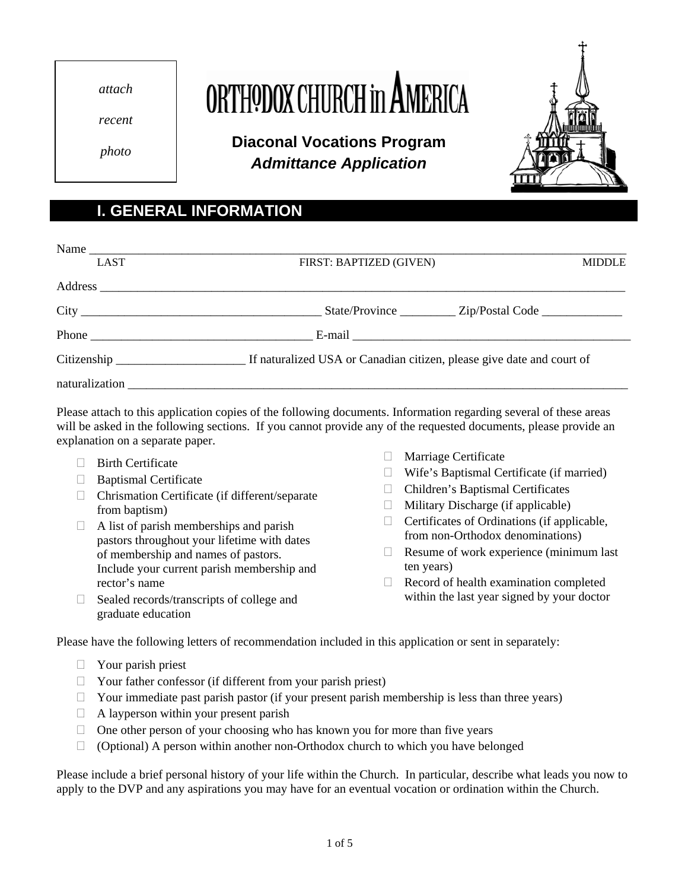attach

recent

photo

# ORTHODOX CHURCH in AMERICA

## Diaconal Vocations Program
### *Admittance Application*

## I. GENERAL INFORMATION

Name ______________________________________________________________________________
LAST FIRST: BAPTIZED (GIVEN) MIDDLE

Address ____________________________________________________________________________

City _________________________________ State/Province _________ Zip/Postal Code _____________

Phone ______________________________ E-mail _________________________________________

Citizenship _____________________ If naturalized USA or Canadian citizen, please give date and court of

naturalization _______________________________________________________________________

Please attach to this application copies of the following documents. Information regarding several of these areas will be asked in the following sections. If you cannot provide any of the requested documents, please provide an explanation on a separate paper.

- ☐ Birth Certificate
- ☐ Baptismal Certificate
- ☐ Chrismation Certificate (if different/separate from baptism)
- ☐ A list of parish memberships and parish pastors throughout your lifetime with dates of membership and names of pastors. Include your current parish membership and rector's name
- ☐ Sealed records/transcripts of college and graduate education
- ☐ Marriage Certificate
- ☐ Wife's Baptismal Certificate (if married)
- ☐ Children's Baptismal Certificates
- ☐ Military Discharge (if applicable)
- ☐ Certificates of Ordinations (if applicable, from non-Orthodox denominations)
- ☐ Resume of work experience (minimum last ten years)
- ☐ Record of health examination completed within the last year signed by your doctor

Please have the following letters of recommendation included in this application or sent in separately:

- ☐ Your parish priest
- ☐ Your father confessor (if different from your parish priest)
- ☐ Your immediate past parish pastor (if your present parish membership is less than three years)
- ☐ A layperson within your present parish
- ☐ One other person of your choosing who has known you for more than five years
- ☐ (Optional) A person within another non-Orthodox church to which you have belonged

Please include a brief personal history of your life within the Church. In particular, describe what leads you now to apply to the DVP and any aspirations you may have for an eventual vocation or ordination within the Church.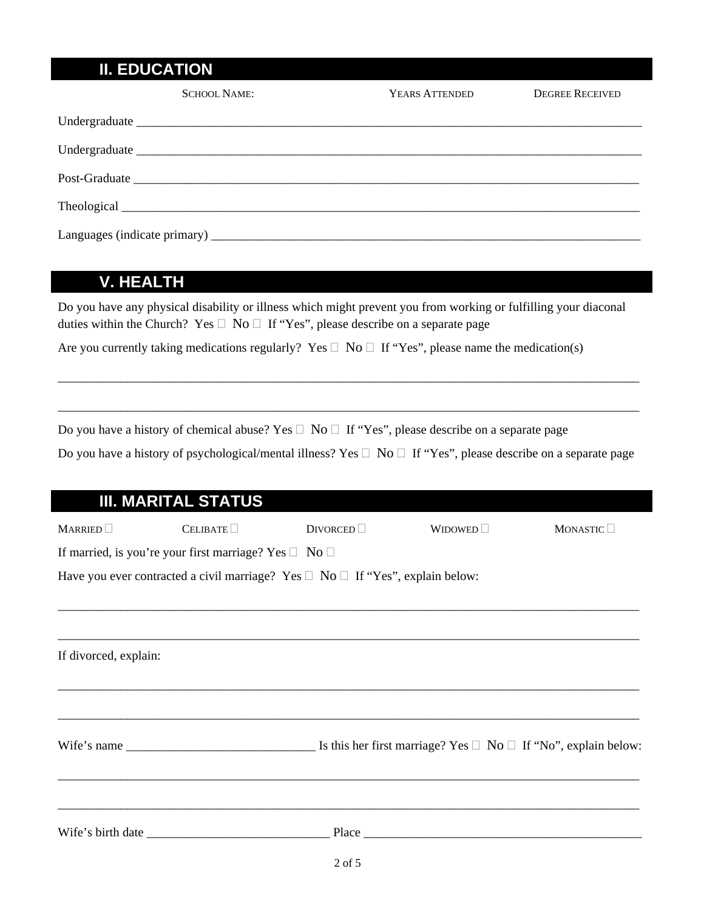## II. EDUCATION

| | School Name: | Years Attended | Degree Received |
|---|---|---|---|
| Undergraduate | | | |
| Undergraduate | | | |
| Post-Graduate | | | |
| Theological | | | |
| Languages (indicate primary) | | | |

## V. HEALTH

Do you have any physical disability or illness which might prevent you from working or fulfilling your diaconal duties within the Church? Yes ☐ No ☐ If "Yes", please describe on a separate page

Are you currently taking medications regularly? Yes ☐ No ☐ If "Yes", please name the medication(s)

_______________________________________________________________________________________

_______________________________________________________________________________________

Do you have a history of chemical abuse? Yes ☐ No ☐ If "Yes", please describe on a separate page

Do you have a history of psychological/mental illness? Yes ☐ No ☐ If "Yes", please describe on a separate page

## III. MARITAL STATUS

Married ☐ Celibate ☐ Divorced ☐ Widowed ☐ Monastic ☐

If married, is you're your first marriage? Yes ☐ No ☐

Have you ever contracted a civil marriage? Yes ☐ No ☐ If "Yes", explain below:

_______________________________________________________________________________________

_______________________________________________________________________________________

If divorced, explain:

_______________________________________________________________________________________

_______________________________________________________________________________________

Wife's name ______________________________ Is this her first marriage? Yes ☐ No ☐ If "No", explain below:

_______________________________________________________________________________________

_______________________________________________________________________________________

Wife's birth date ____________________________ Place ____________________________________________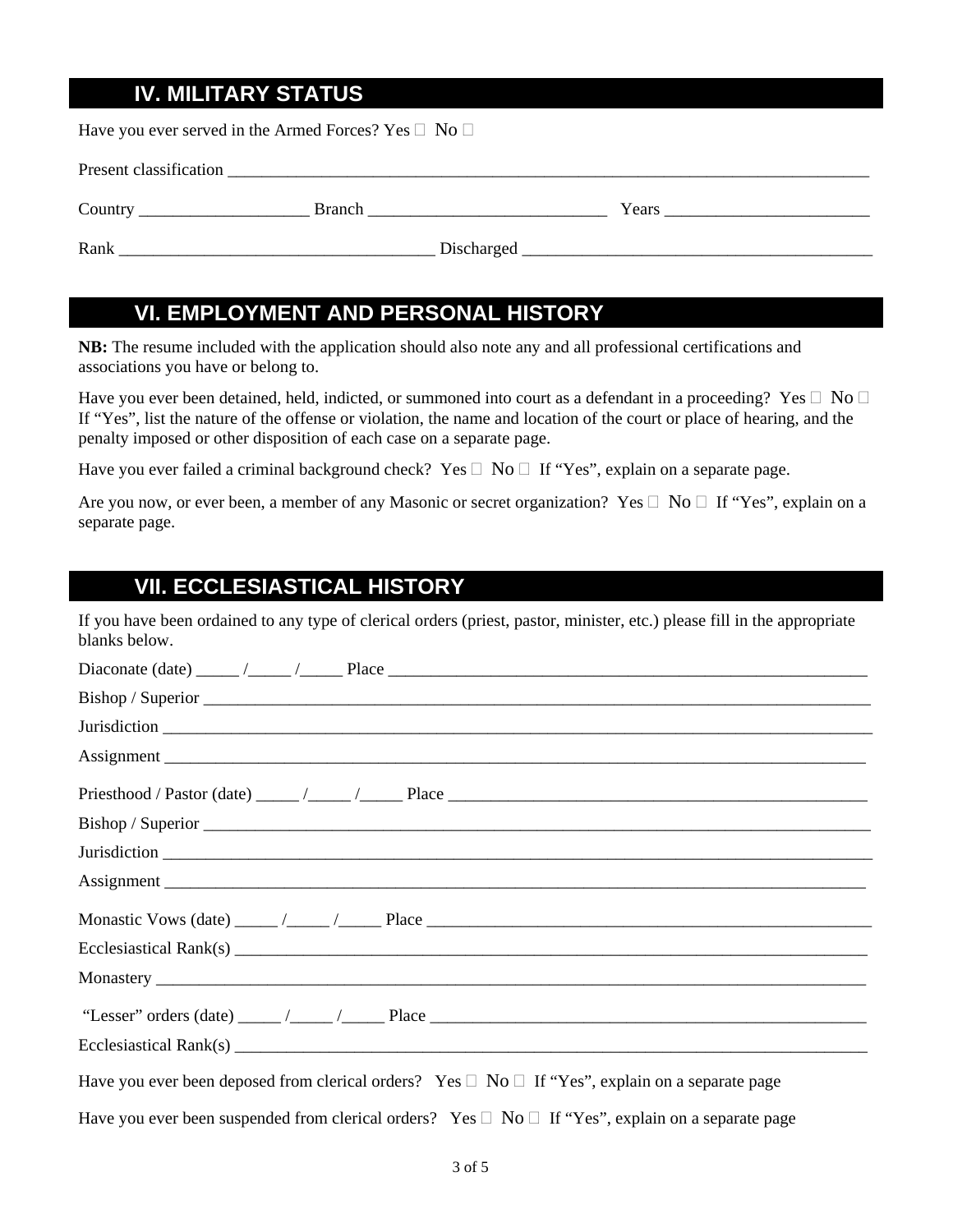## IV. MILITARY STATUS

Have you ever served in the Armed Forces? Yes □ No □

Present classification ______________________________________________________________________________

Country ___________________ Branch ___________________________ Years ________________________

Rank ____________________________________ Discharged ________________________________________

## VI. EMPLOYMENT AND PERSONAL HISTORY

**NB:** The resume included with the application should also note any and all professional certifications and associations you have or belong to.

Have you ever been detained, held, indicted, or summoned into court as a defendant in a proceeding? Yes □ No □ If "Yes", list the nature of the offense or violation, the name and location of the court or place of hearing, and the penalty imposed or other disposition of each case on a separate page.

Have you ever failed a criminal background check? Yes □ No □ If "Yes", explain on a separate page.

Are you now, or ever been, a member of any Masonic or secret organization? Yes □ No □ If "Yes", explain on a separate page.

## VII. ECCLESIASTICAL HISTORY

If you have been ordained to any type of clerical orders (priest, pastor, minister, etc.) please fill in the appropriate blanks below.

Diaconate (date) _____ /_____ /_____ Place _______________________________________________________

Bishop / Superior ________________________________________________________________________________

Jurisdiction ____________________________________________________________________________________

Assignment ____________________________________________________________________________________

Priesthood / Pastor (date) _____ /_____ /_____ Place __________________________________________________

Bishop / Superior ________________________________________________________________________________

Jurisdiction ____________________________________________________________________________________

Assignment ____________________________________________________________________________________

Monastic Vows (date) _____ /_____ /_____ Place _____________________________________________________

Ecclesiastical Rank(s) ____________________________________________________________________________

Monastery _____________________________________________________________________________________

"Lesser" orders (date) _____ /_____ /_____ Place ____________________________________________________

Ecclesiastical Rank(s) ____________________________________________________________________________

Have you ever been deposed from clerical orders? Yes □ No □ If "Yes", explain on a separate page

Have you ever been suspended from clerical orders? Yes □ No □ If "Yes", explain on a separate page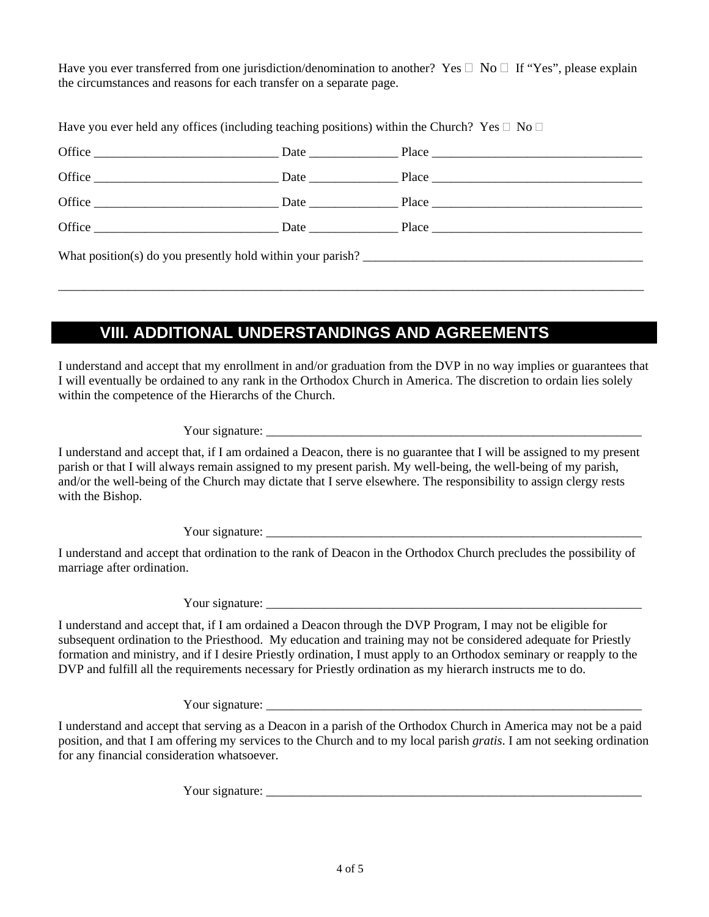Have you ever transferred from one jurisdiction/denomination to another? Yes ☐ No ☐ If "Yes", please explain the circumstances and reasons for each transfer on a separate page.

Have you ever held any offices (including teaching positions) within the Church? Yes ☐ No ☐

Office ____________________________ Date _____________ Place ________________________________

Office ____________________________ Date _____________ Place ________________________________

Office ____________________________ Date _____________ Place ________________________________

Office ____________________________ Date _____________ Place ________________________________

What position(s) do you presently hold within your parish? ____________________________________________

______________________________________________________________________________________________

## VIII. ADDITIONAL UNDERSTANDINGS AND AGREEMENTS

I understand and accept that my enrollment in and/or graduation from the DVP in no way implies or guarantees that I will eventually be ordained to any rank in the Orthodox Church in America. The discretion to ordain lies solely within the competence of the Hierarchs of the Church.

Your signature: ____________________________________________________________

I understand and accept that, if I am ordained a Deacon, there is no guarantee that I will be assigned to my present parish or that I will always remain assigned to my present parish. My well-being, the well-being of my parish, and/or the well-being of the Church may dictate that I serve elsewhere. The responsibility to assign clergy rests with the Bishop.

Your signature: ____________________________________________________________

I understand and accept that ordination to the rank of Deacon in the Orthodox Church precludes the possibility of marriage after ordination.

Your signature: ____________________________________________________________

I understand and accept that, if I am ordained a Deacon through the DVP Program, I may not be eligible for subsequent ordination to the Priesthood. My education and training may not be considered adequate for Priestly formation and ministry, and if I desire Priestly ordination, I must apply to an Orthodox seminary or reapply to the DVP and fulfill all the requirements necessary for Priestly ordination as my hierarch instructs me to do.

Your signature: ____________________________________________________________

I understand and accept that serving as a Deacon in a parish of the Orthodox Church in America may not be a paid position, and that I am offering my services to the Church and to my local parish *gratis*. I am not seeking ordination for any financial consideration whatsoever.

Your signature: ____________________________________________________________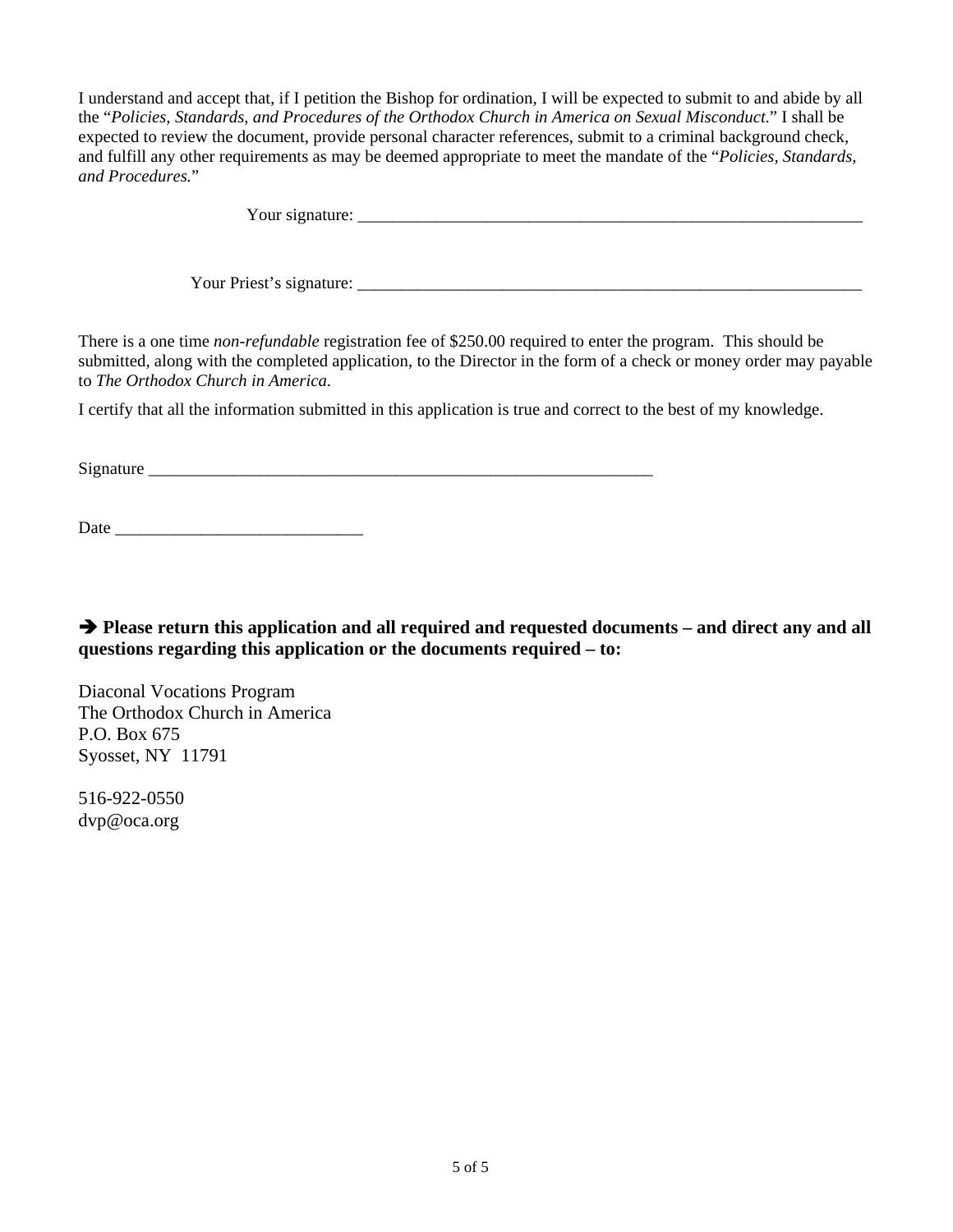I understand and accept that, if I petition the Bishop for ordination, I will be expected to submit to and abide by all the "*Policies, Standards, and Procedures of the Orthodox Church in America on Sexual Misconduct.*" I shall be expected to review the document, provide personal character references, submit to a criminal background check, and fulfill any other requirements as may be deemed appropriate to meet the mandate of the "*Policies, Standards, and Procedures.*"

Your signature: ________________________________________________________________

Your Priest's signature: ________________________________________________________________

There is a one time *non-refundable* registration fee of $250.00 required to enter the program. This should be submitted, along with the completed application, to the Director in the form of a check or money order may payable to *The Orthodox Church in America*.

I certify that all the information submitted in this application is true and correct to the best of my knowledge.

Signature ________________________________________________________________

Date ______________________________

**➔ Please return this application and all required and requested documents – and direct any and all questions regarding this application or the documents required – to:**

Diaconal Vocations Program
The Orthodox Church in America
P.O. Box 675
Syosset, NY 11791

516-922-0550
dvp@oca.org